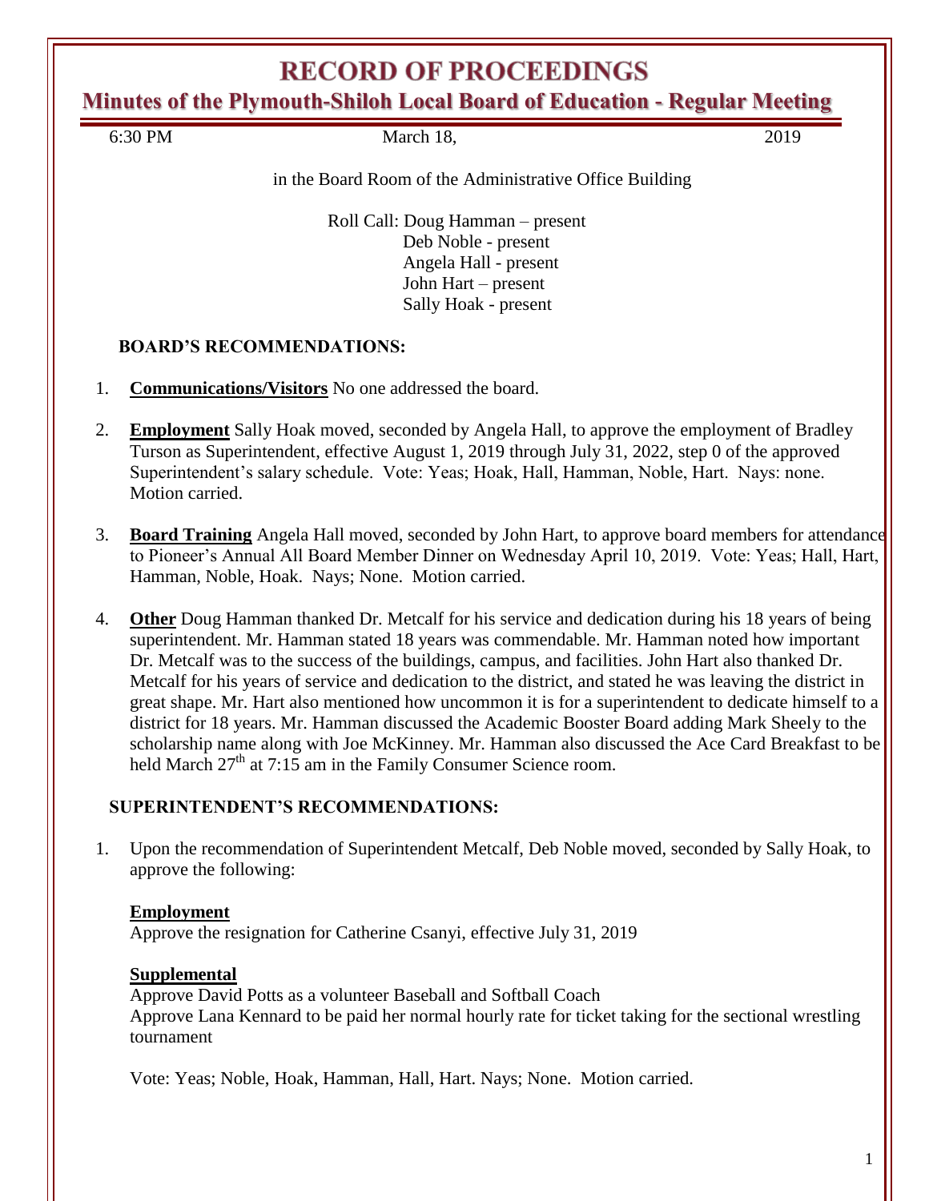# RECORD OF PROCEEDINGS

## Minutes of the Plymouth-Shiloh Local Board of Education - Regular Meeting

6:30 PM March 18, 2019

in the Board Room of the Administrative Office Building

Roll Call: Doug Hamman – present
Deb Noble - present
Angela Hall - present
John Hart – present
Sally Hoak - present

**BOARD'S RECOMMENDATIONS:**

1. **Communications/Visitors** No one addressed the board.

2. **Employment** Sally Hoak moved, seconded by Angela Hall, to approve the employment of Bradley Turson as Superintendent, effective August 1, 2019 through July 31, 2022, step 0 of the approved Superintendent's salary schedule. Vote: Yeas; Hoak, Hall, Hamman, Noble, Hart. Nays: none. Motion carried.

3. **Board Training** Angela Hall moved, seconded by John Hart, to approve board members for attendance to Pioneer's Annual All Board Member Dinner on Wednesday April 10, 2019. Vote: Yeas; Hall, Hart, Hamman, Noble, Hoak. Nays; None. Motion carried.

4. **Other** Doug Hamman thanked Dr. Metcalf for his service and dedication during his 18 years of being superintendent. Mr. Hamman stated 18 years was commendable. Mr. Hamman noted how important Dr. Metcalf was to the success of the buildings, campus, and facilities. John Hart also thanked Dr. Metcalf for his years of service and dedication to the district, and stated he was leaving the district in great shape. Mr. Hart also mentioned how uncommon it is for a superintendent to dedicate himself to a district for 18 years. Mr. Hamman discussed the Academic Booster Board adding Mark Sheely to the scholarship name along with Joe McKinney. Mr. Hamman also discussed the Ace Card Breakfast to be held March 27th at 7:15 am in the Family Consumer Science room.

**SUPERINTENDENT'S RECOMMENDATIONS:**

1. Upon the recommendation of Superintendent Metcalf, Deb Noble moved, seconded by Sally Hoak, to approve the following:

   **Employment**
   Approve the resignation for Catherine Csanyi, effective July 31, 2019

   **Supplemental**
   Approve David Potts as a volunteer Baseball and Softball Coach
   Approve Lana Kennard to be paid her normal hourly rate for ticket taking for the sectional wrestling tournament

   Vote: Yeas; Noble, Hoak, Hamman, Hall, Hart. Nays; None. Motion carried.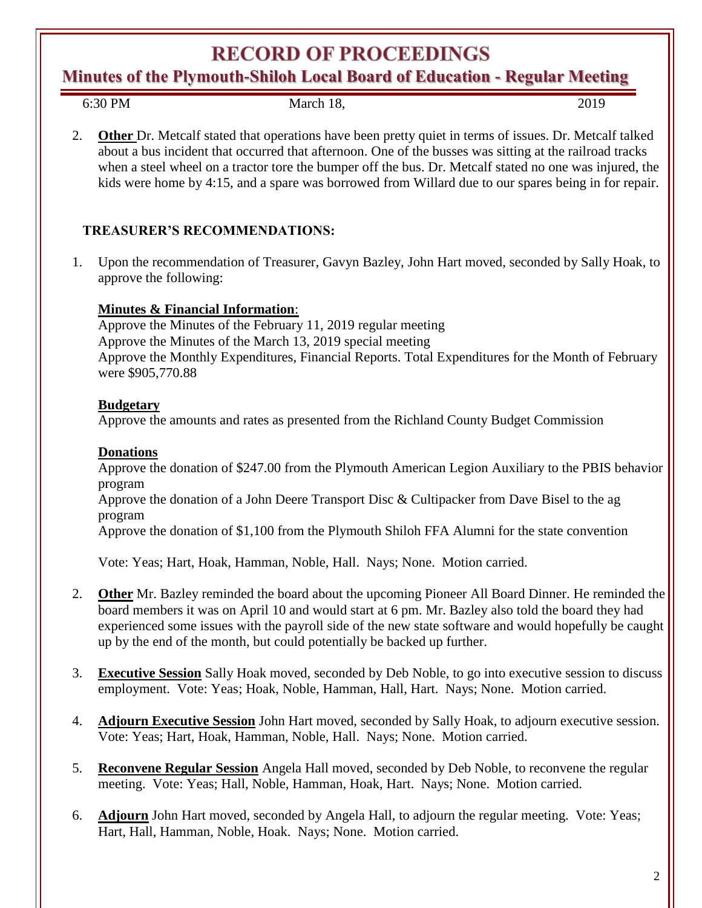# RECORD OF PROCEEDINGS

## Minutes of the Plymouth-Shiloh Local Board of Education - Regular Meeting

6:30 PM March 18, 2019

2. **Other** Dr. Metcalf stated that operations have been pretty quiet in terms of issues. Dr. Metcalf talked about a bus incident that occurred that afternoon. One of the busses was sitting at the railroad tracks when a steel wheel on a tractor tore the bumper off the bus. Dr. Metcalf stated no one was injured, the kids were home by 4:15, and a spare was borrowed from Willard due to our spares being in for repair.

### TREASURER'S RECOMMENDATIONS:

1. Upon the recommendation of Treasurer, Gavyn Bazley, John Hart moved, seconded by Sally Hoak, to approve the following:

   **Minutes & Financial Information**:
   Approve the Minutes of the February 11, 2019 regular meeting
   Approve the Minutes of the March 13, 2019 special meeting
   Approve the Monthly Expenditures, Financial Reports. Total Expenditures for the Month of February were $905,770.88

   **Budgetary**
   Approve the amounts and rates as presented from the Richland County Budget Commission

   **Donations**
   Approve the donation of $247.00 from the Plymouth American Legion Auxiliary to the PBIS behavior program
   Approve the donation of a John Deere Transport Disc & Cultipacker from Dave Bisel to the ag program
   Approve the donation of $1,100 from the Plymouth Shiloh FFA Alumni for the state convention

   Vote: Yeas; Hart, Hoak, Hamman, Noble, Hall. Nays; None. Motion carried.

2. **Other** Mr. Bazley reminded the board about the upcoming Pioneer All Board Dinner. He reminded the board members it was on April 10 and would start at 6 pm. Mr. Bazley also told the board they had experienced some issues with the payroll side of the new state software and would hopefully be caught up by the end of the month, but could potentially be backed up further.

3. **Executive Session** Sally Hoak moved, seconded by Deb Noble, to go into executive session to discuss employment. Vote: Yeas; Hoak, Noble, Hamman, Hall, Hart. Nays; None. Motion carried.

4. **Adjourn Executive Session** John Hart moved, seconded by Sally Hoak, to adjourn executive session. Vote: Yeas; Hart, Hoak, Hamman, Noble, Hall. Nays; None. Motion carried.

5. **Reconvene Regular Session** Angela Hall moved, seconded by Deb Noble, to reconvene the regular meeting. Vote: Yeas; Hall, Noble, Hamman, Hoak, Hart. Nays; None. Motion carried.

6. **Adjourn** John Hart moved, seconded by Angela Hall, to adjourn the regular meeting. Vote: Yeas; Hart, Hall, Hamman, Noble, Hoak. Nays; None. Motion carried.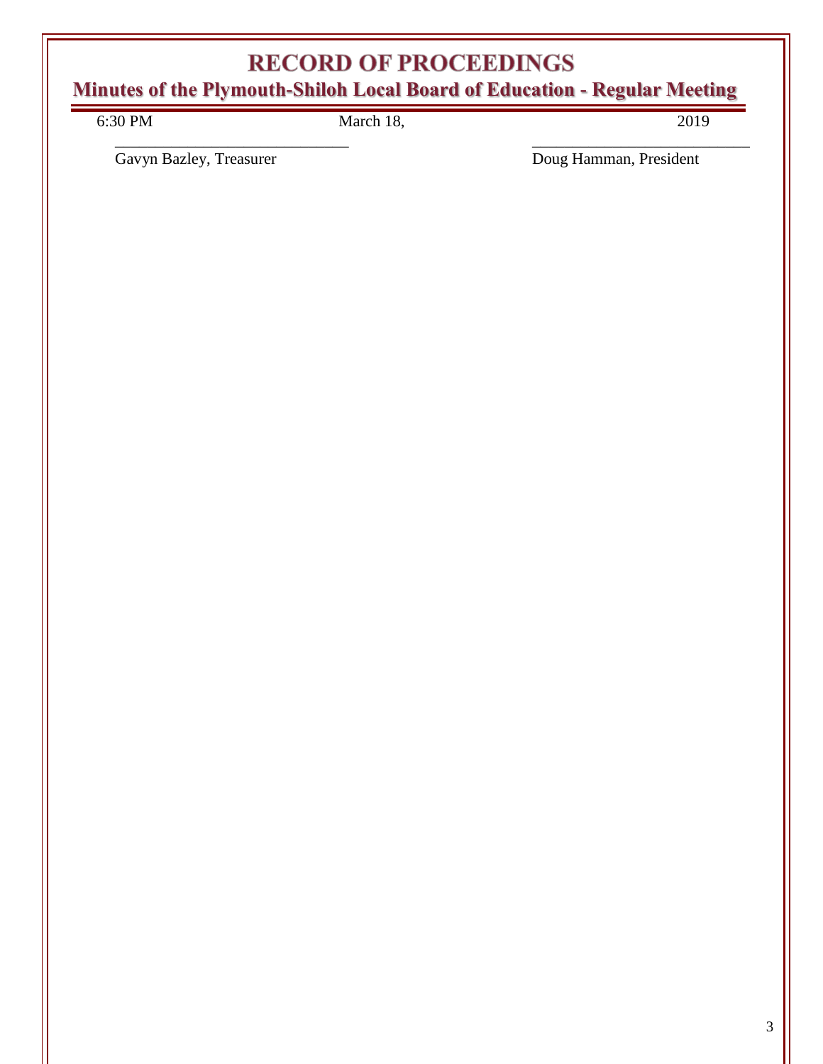\_\_\_\_\_\_\_\_\_\_\_\_\_\_\_\_\_\_\_\_\_\_\_\_\_\_\_\_\_\_ \_\_\_\_\_\_\_\_\_\_\_\_\_\_\_\_\_\_\_\_\_\_\_\_\_\_\_\_\_\_

Gavyn Bazley, Treasurer Doug Hamman, President